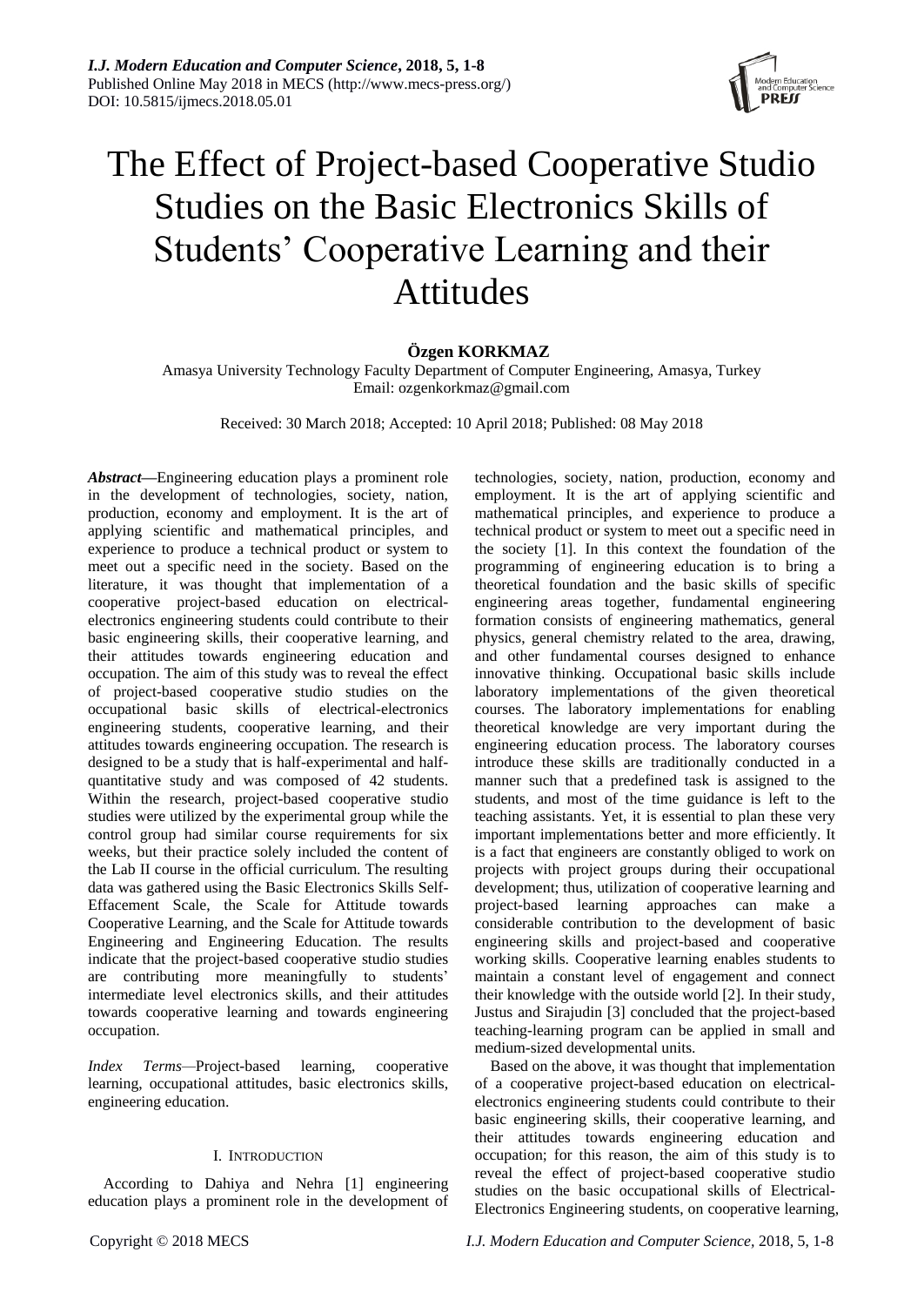# The Effect of Project-based Cooperative Studio Studies on the Basic Electronics Skills of Students' Cooperative Learning and their Attitudes

**Özgen KORKMAZ**

Amasya University Technology Faculty Department of Computer Engineering, Amasya, Turkey
Email: ozgenkorkmaz@gmail.com

Received: 30 March 2018; Accepted: 10 April 2018; Published: 08 May 2018

***Abstract*—**Engineering education plays a prominent role in the development of technologies, society, nation, production, economy and employment. It is the art of applying scientific and mathematical principles, and experience to produce a technical product or system to meet out a specific need in the society. Based on the literature, it was thought that implementation of a cooperative project-based education on electrical-electronics engineering students could contribute to their basic engineering skills, their cooperative learning, and their attitudes towards engineering education and occupation. The aim of this study was to reveal the effect of project-based cooperative studio studies on the occupational basic skills of electrical-electronics engineering students, cooperative learning, and their attitudes towards engineering occupation. The research is designed to be a study that is half-experimental and half-quantitative study and was composed of 42 students. Within the research, project-based cooperative studio studies were utilized by the experimental group while the control group had similar course requirements for six weeks, but their practice solely included the content of the Lab II course in the official curriculum. The resulting data was gathered using the Basic Electronics Skills Self-Effacement Scale, the Scale for Attitude towards Cooperative Learning, and the Scale for Attitude towards Engineering and Engineering Education. The results indicate that the project-based cooperative studio studies are contributing more meaningfully to students' intermediate level electronics skills, and their attitudes towards cooperative learning and towards engineering occupation.

*Index Terms*—Project-based learning, cooperative learning, occupational attitudes, basic electronics skills, engineering education.

## I. Introduction

According to Dahiya and Nehra [1] engineering education plays a prominent role in the development of technologies, society, nation, production, economy and employment. It is the art of applying scientific and mathematical principles, and experience to produce a technical product or system to meet out a specific need in the society [1]. In this context the foundation of the programming of engineering education is to bring a theoretical foundation and the basic skills of specific engineering areas together, fundamental engineering formation consists of engineering mathematics, general physics, general chemistry related to the area, drawing, and other fundamental courses designed to enhance innovative thinking. Occupational basic skills include laboratory implementations of the given theoretical courses. The laboratory implementations for enabling theoretical knowledge are very important during the engineering education process. The laboratory courses introduce these skills are traditionally conducted in a manner such that a predefined task is assigned to the students, and most of the time guidance is left to the teaching assistants. Yet, it is essential to plan these very important implementations better and more efficiently. It is a fact that engineers are constantly obliged to work on projects with project groups during their occupational development; thus, utilization of cooperative learning and project-based learning approaches can make a considerable contribution to the development of basic engineering skills and project-based and cooperative working skills. Cooperative learning enables students to maintain a constant level of engagement and connect their knowledge with the outside world [2]. In their study, Justus and Sirajudin [3] concluded that the project-based teaching-learning program can be applied in small and medium-sized developmental units.

Based on the above, it was thought that implementation of a cooperative project-based education on electrical-electronics engineering students could contribute to their basic engineering skills, their cooperative learning, and their attitudes towards engineering education and occupation; for this reason, the aim of this study is to reveal the effect of project-based cooperative studio studies on the basic occupational skills of Electrical-Electronics Engineering students, on cooperative learning,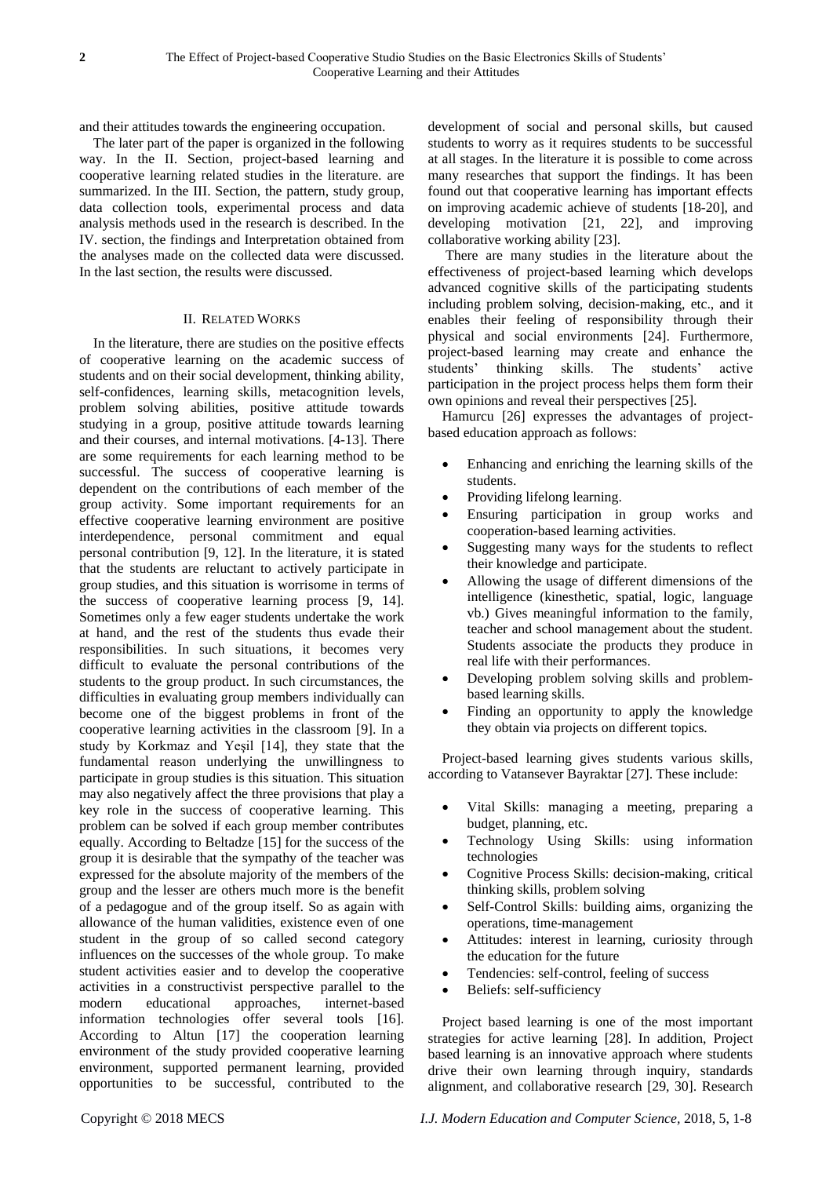and their attitudes towards the engineering occupation.

The later part of the paper is organized in the following way. In the II. Section, project-based learning and cooperative learning related studies in the literature. are summarized. In the III. Section, the pattern, study group, data collection tools, experimental process and data analysis methods used in the research is described. In the IV. section, the findings and Interpretation obtained from the analyses made on the collected data were discussed. In the last section, the results were discussed.

## II. Related Works

In the literature, there are studies on the positive effects of cooperative learning on the academic success of students and on their social development, thinking ability, self-confidences, learning skills, metacognition levels, problem solving abilities, positive attitude towards studying in a group, positive attitude towards learning and their courses, and internal motivations. [4-13]. There are some requirements for each learning method to be successful. The success of cooperative learning is dependent on the contributions of each member of the group activity. Some important requirements for an effective cooperative learning environment are positive interdependence, personal commitment and equal personal contribution [9, 12]. In the literature, it is stated that the students are reluctant to actively participate in group studies, and this situation is worrisome in terms of the success of cooperative learning process [9, 14]. Sometimes only a few eager students undertake the work at hand, and the rest of the students thus evade their responsibilities. In such situations, it becomes very difficult to evaluate the personal contributions of the students to the group product. In such circumstances, the difficulties in evaluating group members individually can become one of the biggest problems in front of the cooperative learning activities in the classroom [9]. In a study by Korkmaz and Yeşil [14], they state that the fundamental reason underlying the unwillingness to participate in group studies is this situation. This situation may also negatively affect the three provisions that play a key role in the success of cooperative learning. This problem can be solved if each group member contributes equally. According to Beltadze [15] for the success of the group it is desirable that the sympathy of the teacher was expressed for the absolute majority of the members of the group and the lesser are others much more is the benefit of a pedagogue and of the group itself. So as again with allowance of the human validities, existence even of one student in the group of so called second category influences on the successes of the whole group. To make student activities easier and to develop the cooperative activities in a constructivist perspective parallel to the modern educational approaches, internet-based information technologies offer several tools [16]. According to Altun [17] the cooperation learning environment of the study provided cooperative learning environment, supported permanent learning, provided opportunities to be successful, contributed to the development of social and personal skills, but caused students to worry as it requires students to be successful at all stages. In the literature it is possible to come across many researches that support the findings. It has been found out that cooperative learning has important effects on improving academic achieve of students [18-20], and developing motivation [21, 22], and improving collaborative working ability [23].

There are many studies in the literature about the effectiveness of project-based learning which develops advanced cognitive skills of the participating students including problem solving, decision-making, etc., and it enables their feeling of responsibility through their physical and social environments [24]. Furthermore, project-based learning may create and enhance the students' thinking skills. The students' active participation in the project process helps them form their own opinions and reveal their perspectives [25].

Hamurcu [26] expresses the advantages of project-based education approach as follows:

- Enhancing and enriching the learning skills of the students.
- Providing lifelong learning.
- Ensuring participation in group works and cooperation-based learning activities.
- Suggesting many ways for the students to reflect their knowledge and participate.
- Allowing the usage of different dimensions of the intelligence (kinesthetic, spatial, logic, language vb.) Gives meaningful information to the family, teacher and school management about the student. Students associate the products they produce in real life with their performances.
- Developing problem solving skills and problem-based learning skills.
- Finding an opportunity to apply the knowledge they obtain via projects on different topics.

Project-based learning gives students various skills, according to Vatansever Bayraktar [27]. These include:

- Vital Skills: managing a meeting, preparing a budget, planning, etc.
- Technology Using Skills: using information technologies
- Cognitive Process Skills: decision-making, critical thinking skills, problem solving
- Self-Control Skills: building aims, organizing the operations, time-management
- Attitudes: interest in learning, curiosity through the education for the future
- Tendencies: self-control, feeling of success
- Beliefs: self-sufficiency

Project based learning is one of the most important strategies for active learning [28]. In addition, Project based learning is an innovative approach where students drive their own learning through inquiry, standards alignment, and collaborative research [29, 30]. Research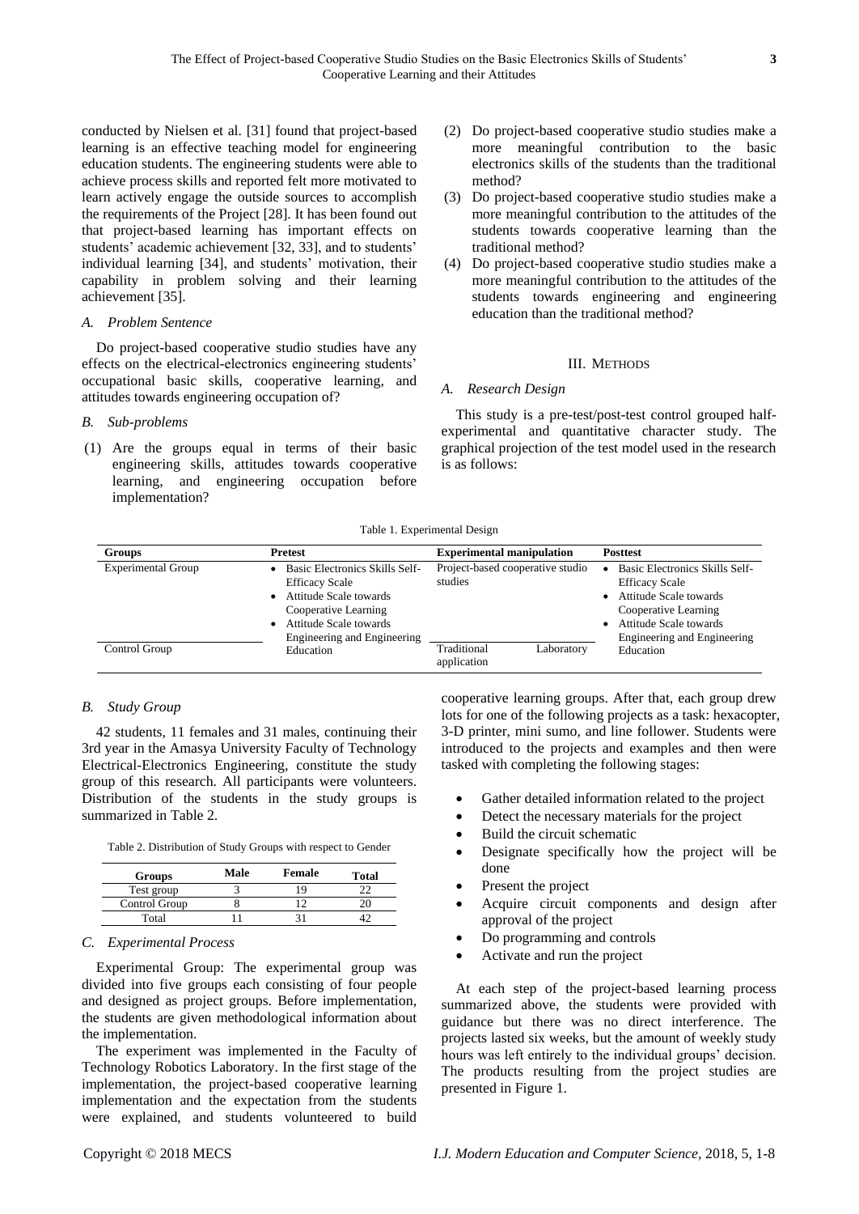conducted by Nielsen et al. [31] found that project-based learning is an effective teaching model for engineering education students. The engineering students were able to achieve process skills and reported felt more motivated to learn actively engage the outside sources to accomplish the requirements of the Project [28]. It has been found out that project-based learning has important effects on students' academic achievement [32, 33], and to students' individual learning [34], and students' motivation, their capability in problem solving and their learning achievement [35].

### *A. Problem Sentence*

Do project-based cooperative studio studies have any effects on the electrical-electronics engineering students' occupational basic skills, cooperative learning, and attitudes towards engineering occupation of?

### *B. Sub-problems*

(1) Are the groups equal in terms of their basic engineering skills, attitudes towards cooperative learning, and engineering occupation before implementation?

(2) Do project-based cooperative studio studies make a more meaningful contribution to the basic electronics skills of the students than the traditional method?

(3) Do project-based cooperative studio studies make a more meaningful contribution to the attitudes of the students towards cooperative learning than the traditional method?

(4) Do project-based cooperative studio studies make a more meaningful contribution to the attitudes of the students towards engineering and engineering education than the traditional method?

## III. Methods

### *A. Research Design*

This study is a pre-test/post-test control grouped half-experimental and quantitative character study. The graphical projection of the test model used in the research is as follows:

Table 1. Experimental Design

| Groups | Pretest | Experimental manipulation | Posttest |
|---|---|---|---|
| Experimental Group | • Basic Electronics Skills Self-Efficacy Scale<br>• Attitude Scale towards Cooperative Learning<br>• Attitude Scale towards Engineering and Engineering Education | Project-based cooperative studio studies | • Basic Electronics Skills Self-Efficacy Scale<br>• Attitude Scale towards Cooperative Learning<br>• Attitude Scale towards Engineering and Engineering Education |
| Control Group | | Traditional Laboratory application | |

### *B. Study Group*

42 students, 11 females and 31 males, continuing their 3rd year in the Amasya University Faculty of Technology Electrical-Electronics Engineering, constitute the study group of this research. All participants were volunteers. Distribution of the students in the study groups is summarized in Table 2.

Table 2. Distribution of Study Groups with respect to Gender

| Groups | Male | Female | Total |
|---|---|---|---|
| Test group | 3 | 19 | 22 |
| Control Group | 8 | 12 | 20 |
| Total | 11 | 31 | 42 |

### *C. Experimental Process*

Experimental Group: The experimental group was divided into five groups each consisting of four people and designed as project groups. Before implementation, the students are given methodological information about the implementation.

The experiment was implemented in the Faculty of Technology Robotics Laboratory. In the first stage of the implementation, the project-based cooperative learning implementation and the expectation from the students were explained, and students volunteered to build cooperative learning groups. After that, each group drew lots for one of the following projects as a task: hexacopter, 3-D printer, mini sumo, and line follower. Students were introduced to the projects and examples and then were tasked with completing the following stages:

- Gather detailed information related to the project
- Detect the necessary materials for the project
- Build the circuit schematic
- Designate specifically how the project will be done
- Present the project
- Acquire circuit components and design after approval of the project
- Do programming and controls
- Activate and run the project

At each step of the project-based learning process summarized above, the students were provided with guidance but there was no direct interference. The projects lasted six weeks, but the amount of weekly study hours was left entirely to the individual groups' decision. The products resulting from the project studies are presented in Figure 1.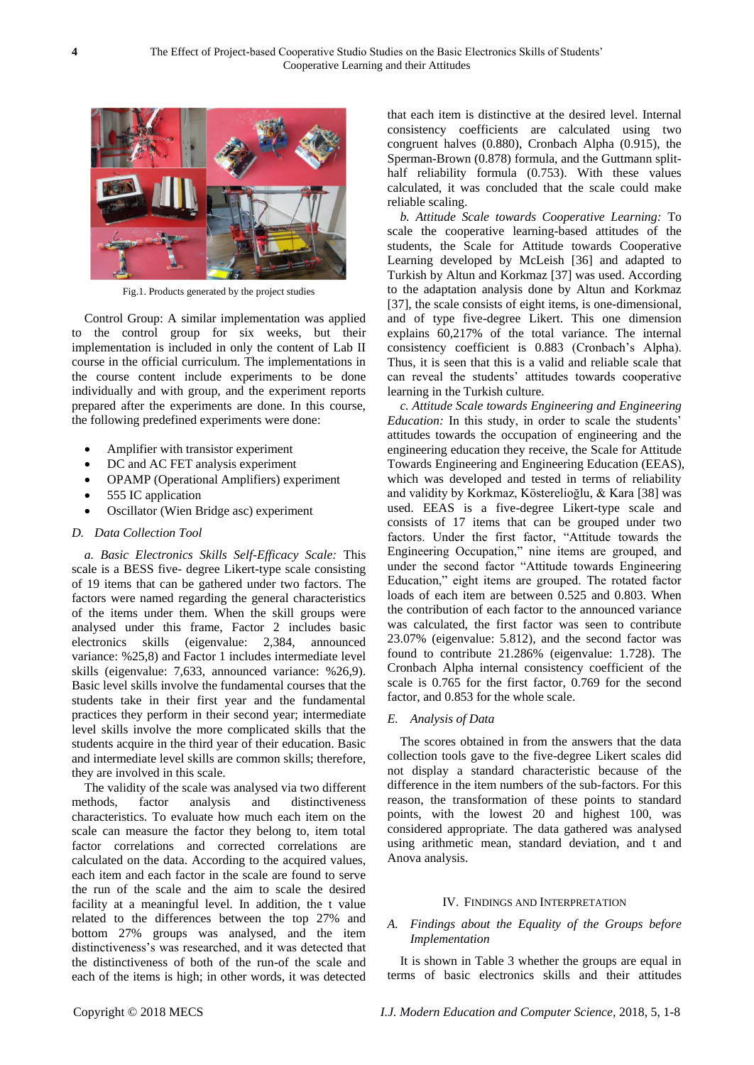Fig.1. Products generated by the project studies

Control Group: A similar implementation was applied to the control group for six weeks, but their implementation is included in only the content of Lab II course in the official curriculum. The implementations in the course content include experiments to be done individually and with group, and the experiment reports prepared after the experiments are done. In this course, the following predefined experiments were done:

- Amplifier with transistor experiment
- DC and AC FET analysis experiment
- OPAMP (Operational Amplifiers) experiment
- 555 IC application
- Oscillator (Wien Bridge asc) experiment

### D. Data Collection Tool

*a. Basic Electronics Skills Self-Efficacy Scale:* This scale is a BESS five- degree Likert-type scale consisting of 19 items that can be gathered under two factors. The factors were named regarding the general characteristics of the items under them. When the skill groups were analysed under this frame, Factor 2 includes basic electronics skills (eigenvalue: 2,384, announced variance: %25,8) and Factor 1 includes intermediate level skills (eigenvalue: 7,633, announced variance: %26,9). Basic level skills involve the fundamental courses that the students take in their first year and the fundamental practices they perform in their second year; intermediate level skills involve the more complicated skills that the students acquire in the third year of their education. Basic and intermediate level skills are common skills; therefore, they are involved in this scale.

The validity of the scale was analysed via two different methods, factor analysis and distinctiveness characteristics. To evaluate how much each item on the scale can measure the factor they belong to, item total factor correlations and corrected correlations are calculated on the data. According to the acquired values, each item and each factor in the scale are found to serve the run of the scale and the aim to scale the desired facility at a meaningful level. In addition, the t value related to the differences between the top 27% and bottom 27% groups was analysed, and the item distinctiveness's was researched, and it was detected that the distinctiveness of both of the run-of the scale and each of the items is high; in other words, it was detected that each item is distinctive at the desired level. Internal consistency coefficients are calculated using two congruent halves (0.880), Cronbach Alpha (0.915), the Sperman-Brown (0.878) formula, and the Guttmann split-half reliability formula (0.753). With these values calculated, it was concluded that the scale could make reliable scaling.

*b. Attitude Scale towards Cooperative Learning:* To scale the cooperative learning-based attitudes of the students, the Scale for Attitude towards Cooperative Learning developed by McLeish [36] and adapted to Turkish by Altun and Korkmaz [37] was used. According to the adaptation analysis done by Altun and Korkmaz [37], the scale consists of eight items, is one-dimensional, and of type five-degree Likert. This one dimension explains 60,217% of the total variance. The internal consistency coefficient is 0.883 (Cronbach's Alpha). Thus, it is seen that this is a valid and reliable scale that can reveal the students' attitudes towards cooperative learning in the Turkish culture.

*c. Attitude Scale towards Engineering and Engineering Education:* In this study, in order to scale the students' attitudes towards the occupation of engineering and the engineering education they receive, the Scale for Attitude Towards Engineering and Engineering Education (EEAS), which was developed and tested in terms of reliability and validity by Korkmaz, Kösterelioğlu, & Kara [38] was used. EEAS is a five-degree Likert-type scale and consists of 17 items that can be grouped under two factors. Under the first factor, "Attitude towards the Engineering Occupation," nine items are grouped, and under the second factor "Attitude towards Engineering Education," eight items are grouped. The rotated factor loads of each item are between 0.525 and 0.803. When the contribution of each factor to the announced variance was calculated, the first factor was seen to contribute 23.07% (eigenvalue: 5.812), and the second factor was found to contribute 21.286% (eigenvalue: 1.728). The Cronbach Alpha internal consistency coefficient of the scale is 0.765 for the first factor, 0.769 for the second factor, and 0.853 for the whole scale.

### E. Analysis of Data

The scores obtained in from the answers that the data collection tools gave to the five-degree Likert scales did not display a standard characteristic because of the difference in the item numbers of the sub-factors. For this reason, the transformation of these points to standard points, with the lowest 20 and highest 100, was considered appropriate. The data gathered was analysed using arithmetic mean, standard deviation, and t and Anova analysis.

## IV. Findings and Interpretation

### A. Findings about the Equality of the Groups before Implementation

It is shown in Table 3 whether the groups are equal in terms of basic electronics skills and their attitudes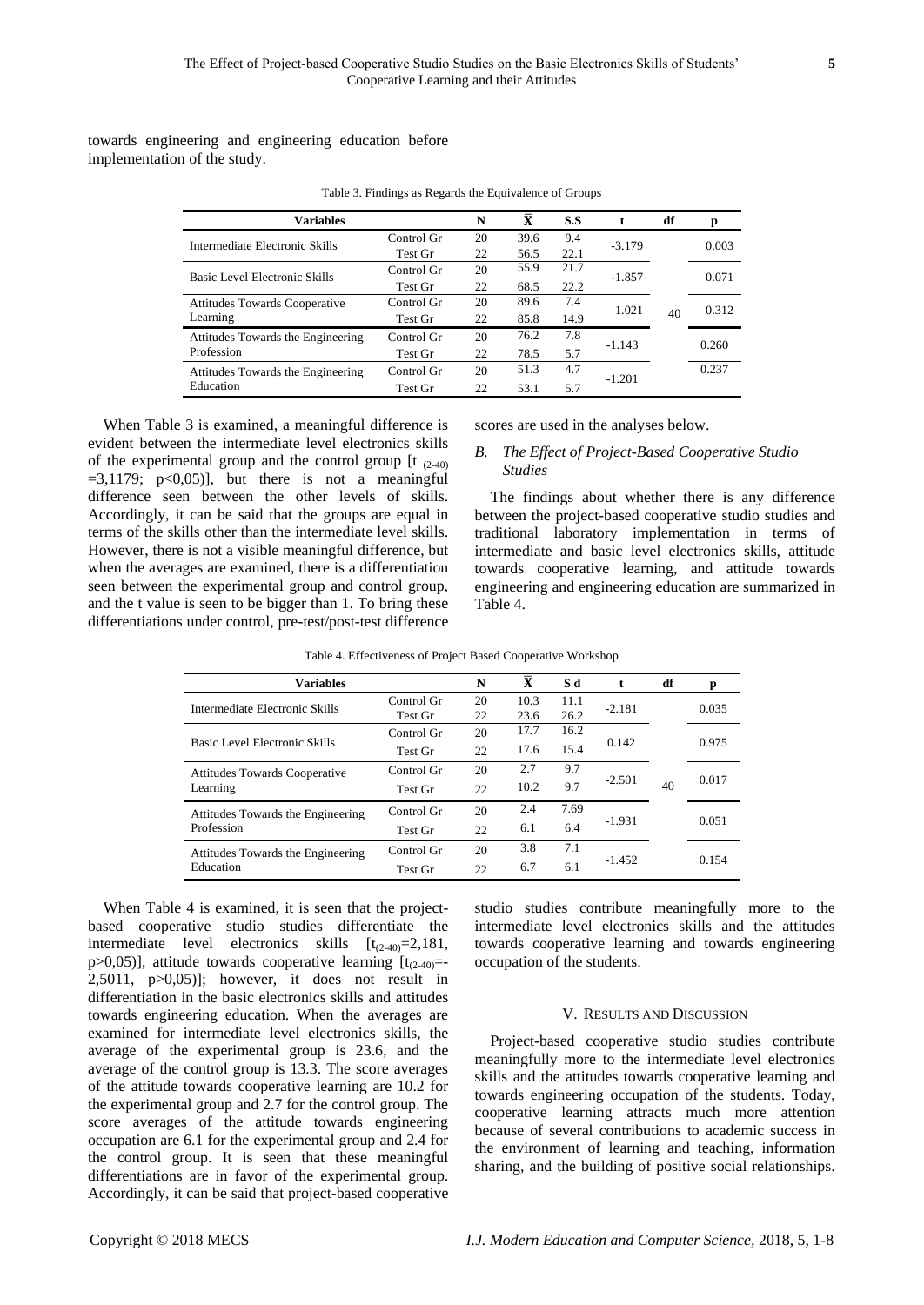towards engineering and engineering education before implementation of the study.

Table 3. Findings as Regards the Equivalence of Groups

| Variables | | N | $\bar{X}$ | S.S | t | df | p |
|---|---|---|---|---|---|---|---|
| Intermediate Electronic Skills | Control Gr | 20 | 39.6 | 9.4 | -3.179 | | 0.003 |
| | Test Gr | 22 | 56.5 | 22.1 | | | |
| Basic Level Electronic Skills | Control Gr | 20 | 55.9 | 21.7 | -1.857 | | 0.071 |
| | Test Gr | 22 | 68.5 | 22.2 | | | |
| Attitudes Towards Cooperative Learning | Control Gr | 20 | 89.6 | 7.4 | 1.021 | 40 | 0.312 |
| | Test Gr | 22 | 85.8 | 14.9 | | | |
| Attitudes Towards the Engineering Profession | Control Gr | 20 | 76.2 | 7.8 | -1.143 | | 0.260 |
| | Test Gr | 22 | 78.5 | 5.7 | | | |
| Attitudes Towards the Engineering Education | Control Gr | 20 | 51.3 | 4.7 | -1.201 | | 0.237 |
| | Test Gr | 22 | 53.1 | 5.7 | | | |

When Table 3 is examined, a meaningful difference is evident between the intermediate level electronics skills of the experimental group and the control group [$t_{(2\text{-}40)} = 3{,}1179$; $p<0{,}05$)], but there is not a meaningful difference seen between the other levels of skills. Accordingly, it can be said that the groups are equal in terms of the skills other than the intermediate level skills. However, there is not a visible meaningful difference, but when the averages are examined, there is a differentiation seen between the experimental group and control group, and the t value is seen to be bigger than 1. To bring these differentiations under control, pre-test/post-test difference scores are used in the analyses below.

### *B. The Effect of Project-Based Cooperative Studio Studies*

The findings about whether there is any difference between the project-based cooperative studio studies and traditional laboratory implementation in terms of intermediate and basic level electronics skills, attitude towards cooperative learning, and attitude towards engineering and engineering education are summarized in Table 4.

Table 4. Effectiveness of Project Based Cooperative Workshop

| Variables | | N | $\bar{X}$ | S d | t | df | p |
|---|---|---|---|---|---|---|---|
| Intermediate Electronic Skills | Control Gr | 20 | 10.3 | 11.1 | -2.181 | | 0.035 |
| | Test Gr | 22 | 23.6 | 26.2 | | | |
| Basic Level Electronic Skills | Control Gr | 20 | 17.7 | 16.2 | 0.142 | | 0.975 |
| | Test Gr | 22 | 17.6 | 15.4 | | | |
| Attitudes Towards Cooperative Learning | Control Gr | 20 | 2.7 | 9.7 | -2.501 | 40 | 0.017 |
| | Test Gr | 22 | 10.2 | 9.7 | | | |
| Attitudes Towards the Engineering Profession | Control Gr | 20 | 2.4 | 7.69 | -1.931 | | 0.051 |
| | Test Gr | 22 | 6.1 | 6.4 | | | |
| Attitudes Towards the Engineering Education | Control Gr | 20 | 3.8 | 7.1 | -1.452 | | 0.154 |
| | Test Gr | 22 | 6.7 | 6.1 | | | |

When Table 4 is examined, it is seen that the project-based cooperative studio studies differentiate the intermediate level electronics skills [$t_{(2\text{-}40)}=2{,}181$, $p>0{,}05$)], attitude towards cooperative learning [$t_{(2\text{-}40)}=-2{,}5011$, $p>0{,}05$)]; however, it does not result in differentiation in the basic electronics skills and attitudes towards engineering education. When the averages are examined for intermediate level electronics skills, the average of the experimental group is 23.6, and the average of the control group is 13.3. The score averages of the attitude towards cooperative learning are 10.2 for the experimental group and 2.7 for the control group. The score averages of the attitude towards engineering occupation are 6.1 for the experimental group and 2.4 for the control group. It is seen that these meaningful differentiations are in favor of the experimental group. Accordingly, it can be said that project-based cooperative studio studies contribute meaningfully more to the intermediate level electronics skills and the attitudes towards cooperative learning and towards engineering occupation of the students.

## V. Results and Discussion

Project-based cooperative studio studies contribute meaningfully more to the intermediate level electronics skills and the attitudes towards cooperative learning and towards engineering occupation of the students. Today, cooperative learning attracts much more attention because of several contributions to academic success in the environment of learning and teaching, information sharing, and the building of positive social relationships.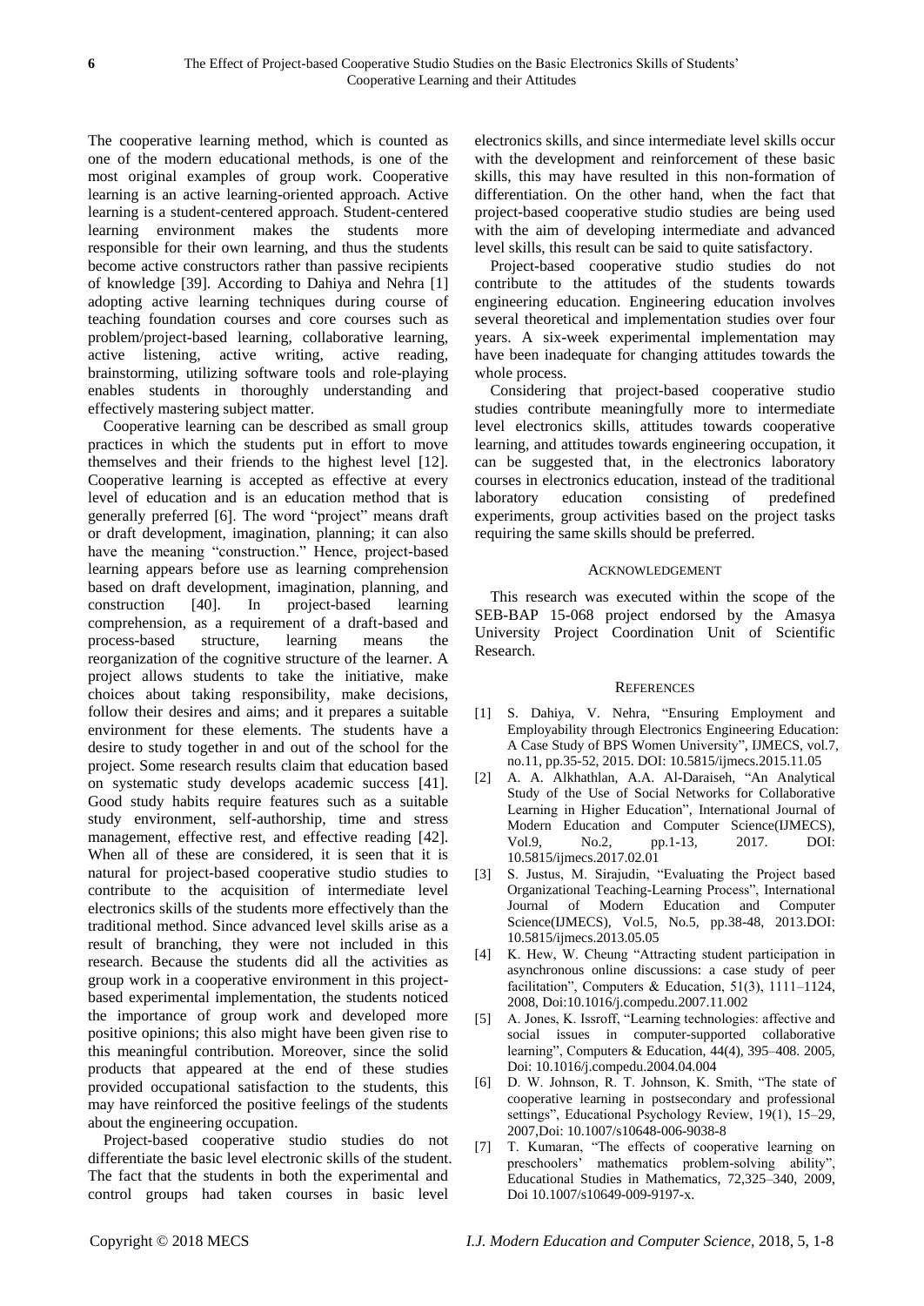The cooperative learning method, which is counted as one of the modern educational methods, is one of the most original examples of group work. Cooperative learning is an active learning-oriented approach. Active learning is a student-centered approach. Student-centered learning environment makes the students more responsible for their own learning, and thus the students become active constructors rather than passive recipients of knowledge [39]. According to Dahiya and Nehra [1] adopting active learning techniques during course of teaching foundation courses and core courses such as problem/project-based learning, collaborative learning, active listening, active writing, active reading, brainstorming, utilizing software tools and role-playing enables students in thoroughly understanding and effectively mastering subject matter.

Cooperative learning can be described as small group practices in which the students put in effort to move themselves and their friends to the highest level [12]. Cooperative learning is accepted as effective at every level of education and is an education method that is generally preferred [6]. The word "project" means draft or draft development, imagination, planning; it can also have the meaning "construction." Hence, project-based learning appears before use as learning comprehension based on draft development, imagination, planning, and construction [40]. In project-based learning comprehension, as a requirement of a draft-based and process-based structure, learning means the reorganization of the cognitive structure of the learner. A project allows students to take the initiative, make choices about taking responsibility, make decisions, follow their desires and aims; and it prepares a suitable environment for these elements. The students have a desire to study together in and out of the school for the project. Some research results claim that education based on systematic study develops academic success [41]. Good study habits require features such as a suitable study environment, self-authorship, time and stress management, effective rest, and effective reading [42]. When all of these are considered, it is seen that it is natural for project-based cooperative studio studies to contribute to the acquisition of intermediate level electronics skills of the students more effectively than the traditional method. Since advanced level skills arise as a result of branching, they were not included in this research. Because the students did all the activities as group work in a cooperative environment in this project-based experimental implementation, the students noticed the importance of group work and developed more positive opinions; this also might have been given rise to this meaningful contribution. Moreover, since the solid products that appeared at the end of these studies provided occupational satisfaction to the students, this may have reinforced the positive feelings of the students about the engineering occupation.

Project-based cooperative studio studies do not differentiate the basic level electronic skills of the student. The fact that the students in both the experimental and control groups had taken courses in basic level electronics skills, and since intermediate level skills occur with the development and reinforcement of these basic skills, this may have resulted in this non-formation of differentiation. On the other hand, when the fact that project-based cooperative studio studies are being used with the aim of developing intermediate and advanced level skills, this result can be said to quite satisfactory.

Project-based cooperative studio studies do not contribute to the attitudes of the students towards engineering education. Engineering education involves several theoretical and implementation studies over four years. A six-week experimental implementation may have been inadequate for changing attitudes towards the whole process.

Considering that project-based cooperative studio studies contribute meaningfully more to intermediate level electronics skills, attitudes towards cooperative learning, and attitudes towards engineering occupation, it can be suggested that, in the electronics laboratory courses in electronics education, instead of the traditional laboratory education consisting of predefined experiments, group activities based on the project tasks requiring the same skills should be preferred.

## Acknowledgement

This research was executed within the scope of the SEB-BAP 15-068 project endorsed by the Amasya University Project Coordination Unit of Scientific Research.

## References

[1] S. Dahiya, V. Nehra, "Ensuring Employment and Employability through Electronics Engineering Education: A Case Study of BPS Women University", IJMECS, vol.7, no.11, pp.35-52, 2015. DOI: 10.5815/ijmecs.2015.11.05

[2] A. A. Alkhathlan, A.A. Al-Daraiseh, "An Analytical Study of the Use of Social Networks for Collaborative Learning in Higher Education", International Journal of Modern Education and Computer Science(IJMECS), Vol.9, No.2, pp.1-13, 2017. DOI: 10.5815/ijmecs.2017.02.01

[3] S. Justus, M. Sirajudin, "Evaluating the Project based Organizational Teaching-Learning Process", International Journal of Modern Education and Computer Science(IJMECS), Vol.5, No.5, pp.38-48, 2013.DOI: 10.5815/ijmecs.2013.05.05

[4] K. Hew, W. Cheung "Attracting student participation in asynchronous online discussions: a case study of peer facilitation", Computers & Education, 51(3), 1111–1124, 2008, Doi:10.1016/j.compedu.2007.11.002

[5] A. Jones, K. Issroff, "Learning technologies: affective and social issues in computer-supported collaborative learning", Computers & Education, 44(4), 395–408. 2005, Doi: 10.1016/j.compedu.2004.04.004

[6] D. W. Johnson, R. T. Johnson, K. Smith, "The state of cooperative learning in postsecondary and professional settings", Educational Psychology Review, 19(1), 15–29, 2007,Doi: 10.1007/s10648-006-9038-8

[7] T. Kumaran, "The effects of cooperative learning on preschoolers' mathematics problem-solving ability", Educational Studies in Mathematics, 72,325–340, 2009, Doi 10.1007/s10649-009-9197-x.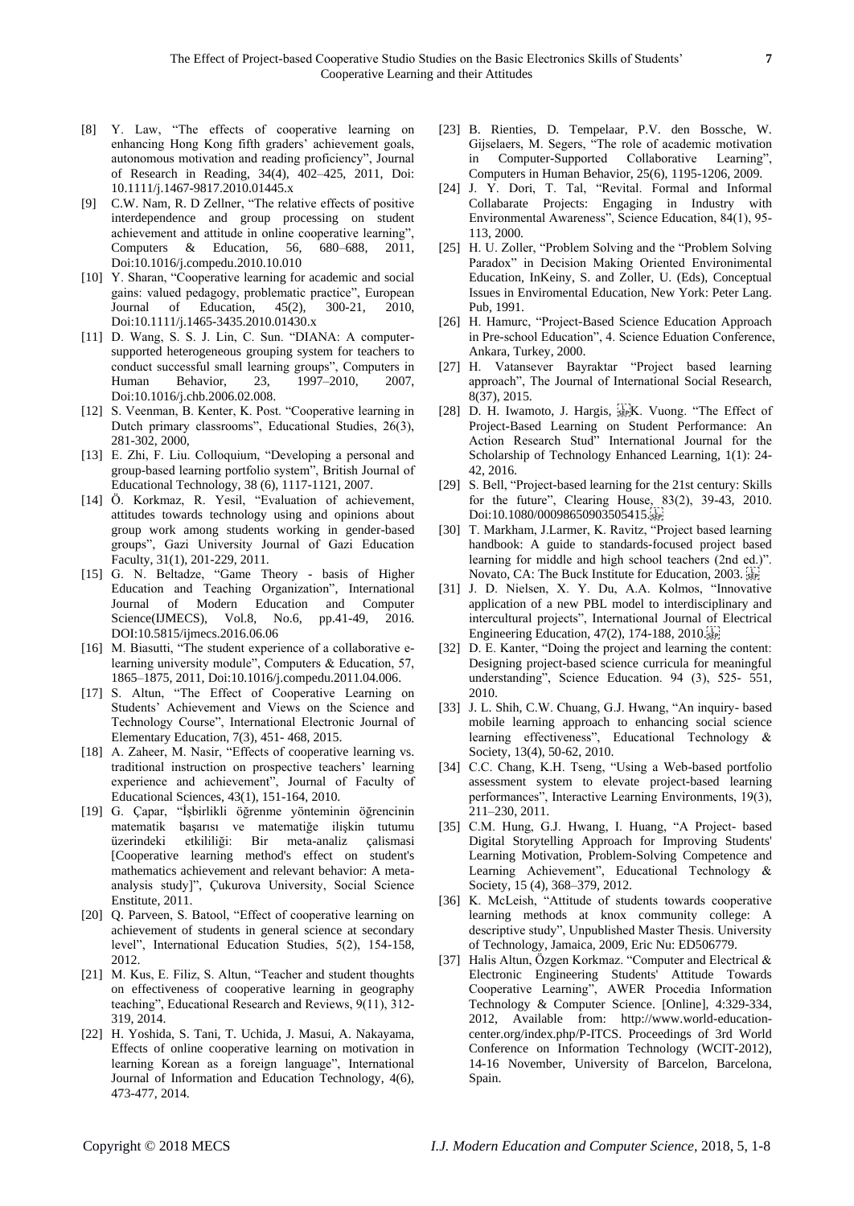[8] Y. Law, "The effects of cooperative learning on enhancing Hong Kong fifth graders' achievement goals, autonomous motivation and reading proficiency", Journal of Research in Reading, 34(4), 402–425, 2011, Doi: 10.1111/j.1467-9817.2010.01445.x

[9] C.W. Nam, R. D Zellner, "The relative effects of positive interdependence and group processing on student achievement and attitude in online cooperative learning", Computers & Education, 56, 680–688, 2011, Doi:10.1016/j.compedu.2010.10.010

[10] Y. Sharan, "Cooperative learning for academic and social gains: valued pedagogy, problematic practice", European Journal of Education, 45(2), 300-21, 2010, Doi:10.1111/j.1465-3435.2010.01430.x

[11] D. Wang, S. S. J. Lin, C. Sun. "DIANA: A computer-supported heterogeneous grouping system for teachers to conduct successful small learning groups", Computers in Human Behavior, 23, 1997–2010, 2007, Doi:10.1016/j.chb.2006.02.008.

[12] S. Veenman, B. Kenter, K. Post. "Cooperative learning in Dutch primary classrooms", Educational Studies, 26(3), 281-302, 2000,

[13] E. Zhi, F. Liu. Colloquium, "Developing a personal and group-based learning portfolio system", British Journal of Educational Technology, 38 (6), 1117-1121, 2007.

[14] Ö. Korkmaz, R. Yesil, "Evaluation of achievement, attitudes towards technology using and opinions about group work among students working in gender-based groups", Gazi University Journal of Gazi Education Faculty, 31(1), 201-229, 2011.

[15] G. N. Beltadze, "Game Theory - basis of Higher Education and Teaching Organization", International Journal of Modern Education and Computer Science(IJMECS), Vol.8, No.6, pp.41-49, 2016. DOI:10.5815/ijmecs.2016.06.06

[16] M. Biasutti, "The student experience of a collaborative e-learning university module", Computers & Education, 57, 1865–1875, 2011, Doi:10.1016/j.compedu.2011.04.006.

[17] S. Altun, "The Effect of Cooperative Learning on Students' Achievement and Views on the Science and Technology Course", International Electronic Journal of Elementary Education, 7(3), 451- 468, 2015.

[18] A. Zaheer, M. Nasir, "Effects of cooperative learning vs. traditional instruction on prospective teachers' learning experience and achievement", Journal of Faculty of Educational Sciences, 43(1), 151-164, 2010.

[19] G. Çapar, "İşbirlikli öğrenme yönteminin öğrencinin matematik başarısı ve matematiğe ilişkin tutumu üzerindeki etkililiği: Bir meta-analiz çalismasi [Cooperative learning method's effect on student's mathematics achievement and relevant behavior: A meta-analysis study]", Çukurova University, Social Science Enstitute, 2011.

[20] Q. Parveen, S. Batool, "Effect of cooperative learning on achievement of students in general science at secondary level", International Education Studies, 5(2), 154-158, 2012.

[21] M. Kus, E. Filiz, S. Altun, "Teacher and student thoughts on effectiveness of cooperative learning in geography teaching", Educational Research and Reviews, 9(11), 312-319, 2014.

[22] H. Yoshida, S. Tani, T. Uchida, J. Masui, A. Nakayama, Effects of online cooperative learning on motivation in learning Korean as a foreign language", International Journal of Information and Education Technology, 4(6), 473-477, 2014.

[23] B. Rienties, D. Tempelaar, P.V. den Bossche, W. Gijselaers, M. Segers, "The role of academic motivation in Computer-Supported Collaborative Learning", Computers in Human Behavior, 25(6), 1195-1206, 2009.

[24] J. Y. Dori, T. Tal, "Revital. Formal and Informal Collabarate Projects: Engaging in Industry with Environmental Awareness", Science Education, 84(1), 95-113, 2000.

[25] H. U. Zoller, "Problem Solving and the "Problem Solving Paradox" in Decision Making Oriented Environimental Education, InKeiny, S. and Zoller, U. (Eds), Conceptual Issues in Enviromental Education, New York: Peter Lang. Pub, 1991.

[26] H. Hamurc, "Project-Based Science Education Approach in Pre-school Education", 4. Science Eduation Conference, Ankara, Turkey, 2000.

[27] H. Vatansever Bayraktar "Project based learning approach", The Journal of International Social Research, 8(37), 2015.

[28] D. H. Iwamoto, J. Hargis, K. Vuong. "The Effect of Project-Based Learning on Student Performance: An Action Research Stud" International Journal for the Scholarship of Technology Enhanced Learning, 1(1): 24-42, 2016.

[29] S. Bell, "Project-based learning for the 21st century: Skills for the future", Clearing House, 83(2), 39-43, 2010. Doi:10.1080/00098650903505415.

[30] T. Markham, J.Larmer, K. Ravitz, "Project based learning handbook: A guide to standards-focused project based learning for middle and high school teachers (2nd ed.)". Novato, CA: The Buck Institute for Education, 2003.

[31] J. D. Nielsen, X. Y. Du, A.A. Kolmos, "Innovative application of a new PBL model to interdisciplinary and intercultural projects", International Journal of Electrical Engineering Education, 47(2), 174-188, 2010.

[32] D. E. Kanter, "Doing the project and learning the content: Designing project-based science curricula for meaningful understanding", Science Education. 94 (3), 525- 551, 2010.

[33] J. L. Shih, C.W. Chuang, G.J. Hwang, "An inquiry- based mobile learning approach to enhancing social science learning effectiveness", Educational Technology & Society, 13(4), 50-62, 2010.

[34] C.C. Chang, K.H. Tseng, "Using a Web-based portfolio assessment system to elevate project-based learning performances", Interactive Learning Environments, 19(3), 211–230, 2011.

[35] C.M. Hung, G.J. Hwang, I. Huang, "A Project- based Digital Storytelling Approach for Improving Students' Learning Motivation, Problem-Solving Competence and Learning Achievement", Educational Technology & Society, 15 (4), 368–379, 2012.

[36] K. McLeish, "Attitude of students towards cooperative learning methods at knox community college: A descriptive study", Unpublished Master Thesis. University of Technology, Jamaica, 2009, Eric Nu: ED506779.

[37] Halis Altun, Özgen Korkmaz. "Computer and Electrical & Electronic Engineering Students' Attitude Towards Cooperative Learning", AWER Procedia Information Technology & Computer Science. [Online], 4:329-334, 2012, Available from: http://www.world-education-center.org/index.php/P-ITCS. Proceedings of 3rd World Conference on Information Technology (WCIT-2012), 14-16 November, University of Barcelon, Barcelona, Spain.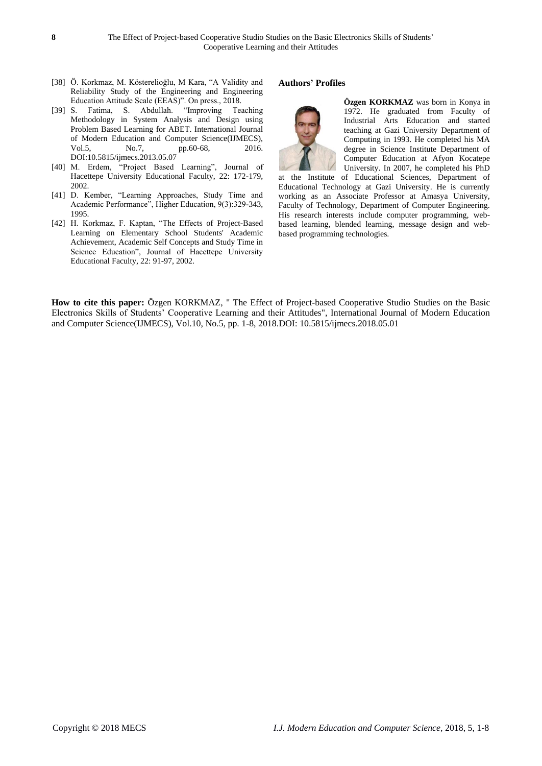[38] Ö. Korkmaz, M. Kösterelioğlu, M Kara, "A Validity and Reliability Study of the Engineering and Engineering Education Attitude Scale (EEAS)". On press., 2018.

[39] S. Fatima, S. Abdullah. "Improving Teaching Methodology in System Analysis and Design using Problem Based Learning for ABET. International Journal of Modern Education and Computer Science(IJMECS), Vol.5, No.7, pp.60-68, 2016. DOI:10.5815/ijmecs.2013.05.07

[40] M. Erdem, "Project Based Learning", Journal of Hacettepe University Educational Faculty, 22: 172-179, 2002.

[41] D. Kember, "Learning Approaches, Study Time and Academic Performance", Higher Education, 9(3):329-343, 1995.

[42] H. Korkmaz, F. Kaptan, "The Effects of Project-Based Learning on Elementary School Students' Academic Achievement, Academic Self Concepts and Study Time in Science Education", Journal of Hacettepe University Educational Faculty, 22: 91-97, 2002.

## Authors' Profiles

**Özgen KORKMAZ** was born in Konya in 1972. He graduated from Faculty of Industrial Arts Education and started teaching at Gazi University Department of Computing in 1993. He completed his MA degree in Science Institute Department of Computer Education at Afyon Kocatepe University. In 2007, he completed his PhD at the Institute of Educational Sciences, Department of Educational Technology at Gazi University. He is currently working as an Associate Professor at Amasya University, Faculty of Technology, Department of Computer Engineering. His research interests include computer programming, web-based learning, blended learning, message design and web-based programming technologies.

**How to cite this paper:** Özgen KORKMAZ, " The Effect of Project-based Cooperative Studio Studies on the Basic Electronics Skills of Students' Cooperative Learning and their Attitudes", International Journal of Modern Education and Computer Science(IJMECS), Vol.10, No.5, pp. 1-8, 2018.DOI: 10.5815/ijmecs.2018.05.01